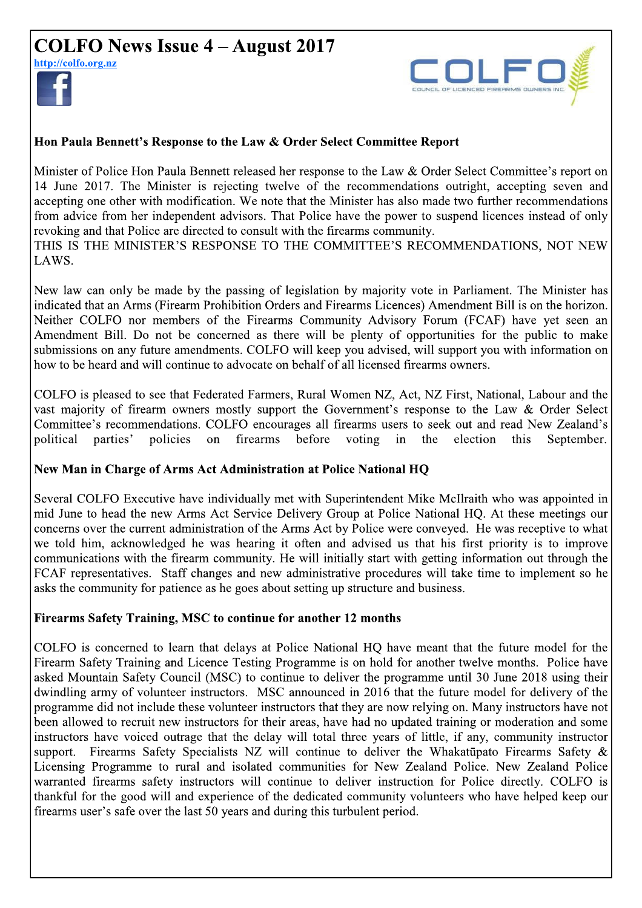# COLFO News Issue 4 – August 2017

http://colfo.org.nz

## Hon Paula Bennett's Response to the Law & Order Select Committee Report

Minister of Police Hon Paula Bennett released her response to the Law & Order Select Committee's report on 14 June 2017. The Minister is rejecting twelve of the recommendations outright, accepting seven and accepting one other with modification. We note that the Minister has also made two further recommendations from advice from her independent advisors. That Police have the power to suspend licences instead of only revoking and that Police are directed to consult with the firearms community.
THIS IS THE MINISTER'S RESPONSE TO THE COMMITTEE'S RECOMMENDATIONS, NOT NEW LAWS.

New law can only be made by the passing of legislation by majority vote in Parliament. The Minister has indicated that an Arms (Firearm Prohibition Orders and Firearms Licences) Amendment Bill is on the horizon. Neither COLFO nor members of the Firearms Community Advisory Forum (FCAF) have yet seen an Amendment Bill. Do not be concerned as there will be plenty of opportunities for the public to make submissions on any future amendments. COLFO will keep you advised, will support you with information on how to be heard and will continue to advocate on behalf of all licensed firearms owners.

COLFO is pleased to see that Federated Farmers, Rural Women NZ, Act, NZ First, National, Labour and the vast majority of firearm owners mostly support the Government's response to the Law & Order Select Committee's recommendations. COLFO encourages all firearms users to seek out and read New Zealand's political parties' policies on firearms before voting in the election this September.

## New Man in Charge of Arms Act Administration at Police National HQ

Several COLFO Executive have individually met with Superintendent Mike McIlraith who was appointed in mid June to head the new Arms Act Service Delivery Group at Police National HQ. At these meetings our concerns over the current administration of the Arms Act by Police were conveyed. He was receptive to what we told him, acknowledged he was hearing it often and advised us that his first priority is to improve communications with the firearm community. He will initially start with getting information out through the FCAF representatives. Staff changes and new administrative procedures will take time to implement so he asks the community for patience as he goes about setting up structure and business.

## Firearms Safety Training, MSC to continue for another 12 months

COLFO is concerned to learn that delays at Police National HQ have meant that the future model for the Firearm Safety Training and Licence Testing Programme is on hold for another twelve months. Police have asked Mountain Safety Council (MSC) to continue to deliver the programme until 30 June 2018 using their dwindling army of volunteer instructors. MSC announced in 2016 that the future model for delivery of the programme did not include these volunteer instructors that they are now relying on. Many instructors have not been allowed to recruit new instructors for their areas, have had no updated training or moderation and some instructors have voiced outrage that the delay will total three years of little, if any, community instructor support. Firearms Safety Specialists NZ will continue to deliver the Whakatūpato Firearms Safety & Licensing Programme to rural and isolated communities for New Zealand Police. New Zealand Police warranted firearms safety instructors will continue to deliver instruction for Police directly. COLFO is thankful for the good will and experience of the dedicated community volunteers who have helped keep our firearms user's safe over the last 50 years and during this turbulent period.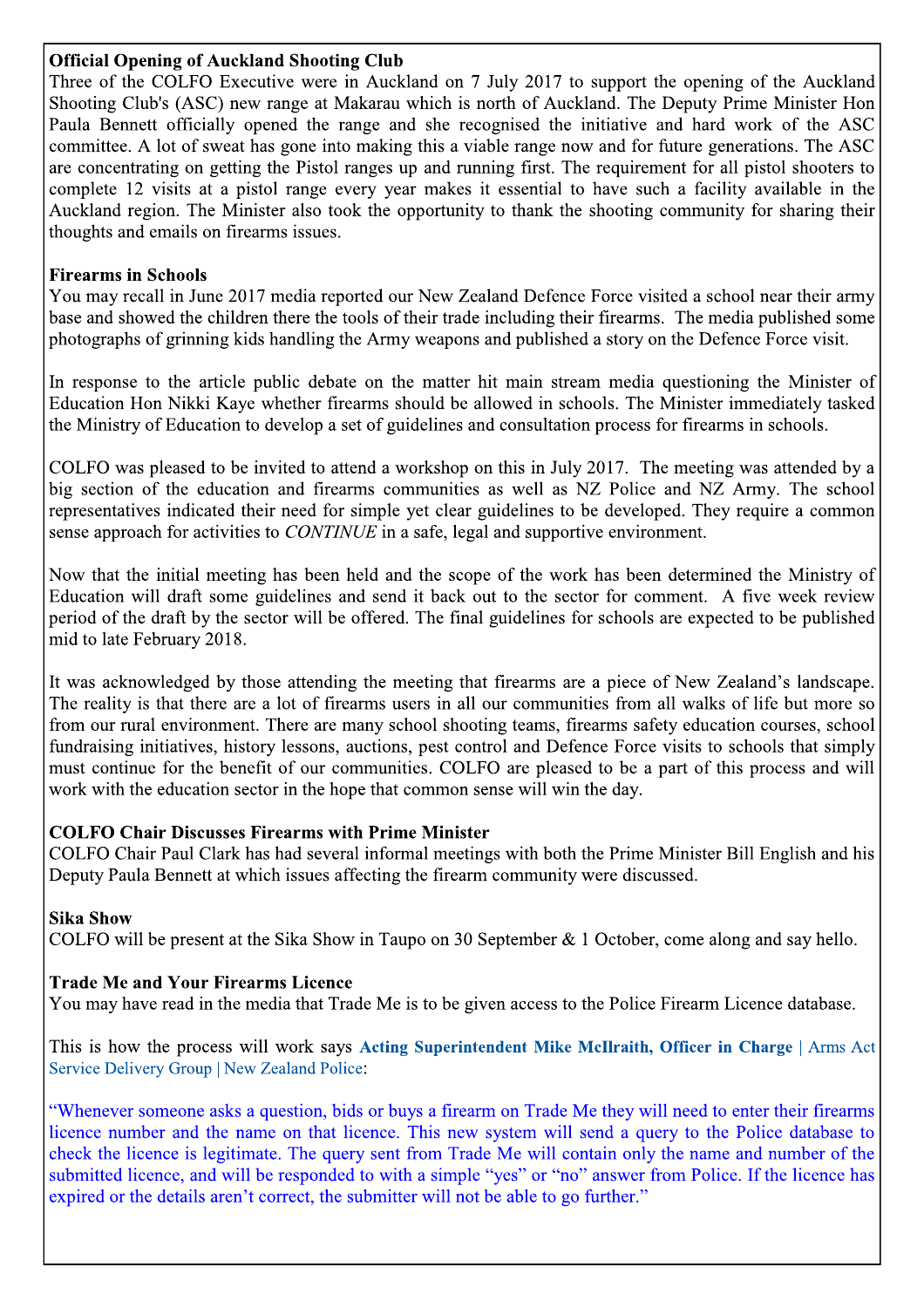**Official Opening of Auckland Shooting Club**

Three of the COLFO Executive were in Auckland on 7 July 2017 to support the opening of the Auckland Shooting Club's (ASC) new range at Makarau which is north of Auckland. The Deputy Prime Minister Hon Paula Bennett officially opened the range and she recognised the initiative and hard work of the ASC committee. A lot of sweat has gone into making this a viable range now and for future generations. The ASC are concentrating on getting the Pistol ranges up and running first. The requirement for all pistol shooters to complete 12 visits at a pistol range every year makes it essential to have such a facility available in the Auckland region. The Minister also took the opportunity to thank the shooting community for sharing their thoughts and emails on firearms issues.

**Firearms in Schools**

You may recall in June 2017 media reported our New Zealand Defence Force visited a school near their army base and showed the children there the tools of their trade including their firearms. The media published some photographs of grinning kids handling the Army weapons and published a story on the Defence Force visit.

In response to the article public debate on the matter hit main stream media questioning the Minister of Education Hon Nikki Kaye whether firearms should be allowed in schools. The Minister immediately tasked the Ministry of Education to develop a set of guidelines and consultation process for firearms in schools.

COLFO was pleased to be invited to attend a workshop on this in July 2017. The meeting was attended by a big section of the education and firearms communities as well as NZ Police and NZ Army. The school representatives indicated their need for simple yet clear guidelines to be developed. They require a common sense approach for activities to *CONTINUE* in a safe, legal and supportive environment.

Now that the initial meeting has been held and the scope of the work has been determined the Ministry of Education will draft some guidelines and send it back out to the sector for comment. A five week review period of the draft by the sector will be offered. The final guidelines for schools are expected to be published mid to late February 2018.

It was acknowledged by those attending the meeting that firearms are a piece of New Zealand's landscape. The reality is that there are a lot of firearms users in all our communities from all walks of life but more so from our rural environment. There are many school shooting teams, firearms safety education courses, school fundraising initiatives, history lessons, auctions, pest control and Defence Force visits to schools that simply must continue for the benefit of our communities. COLFO are pleased to be a part of this process and will work with the education sector in the hope that common sense will win the day.

**COLFO Chair Discusses Firearms with Prime Minister**

COLFO Chair Paul Clark has had several informal meetings with both the Prime Minister Bill English and his Deputy Paula Bennett at which issues affecting the firearm community were discussed.

**Sika Show**

COLFO will be present at the Sika Show in Taupo on 30 September & 1 October, come along and say hello.

**Trade Me and Your Firearms Licence**

You may have read in the media that Trade Me is to be given access to the Police Firearm Licence database.

This is how the process will work says **Acting Superintendent Mike McIlraith, Officer in Charge** | Arms Act Service Delivery Group | New Zealand Police:

"Whenever someone asks a question, bids or buys a firearm on Trade Me they will need to enter their firearms licence number and the name on that licence. This new system will send a query to the Police database to check the licence is legitimate. The query sent from Trade Me will contain only the name and number of the submitted licence, and will be responded to with a simple "yes" or "no" answer from Police. If the licence has expired or the details aren't correct, the submitter will not be able to go further."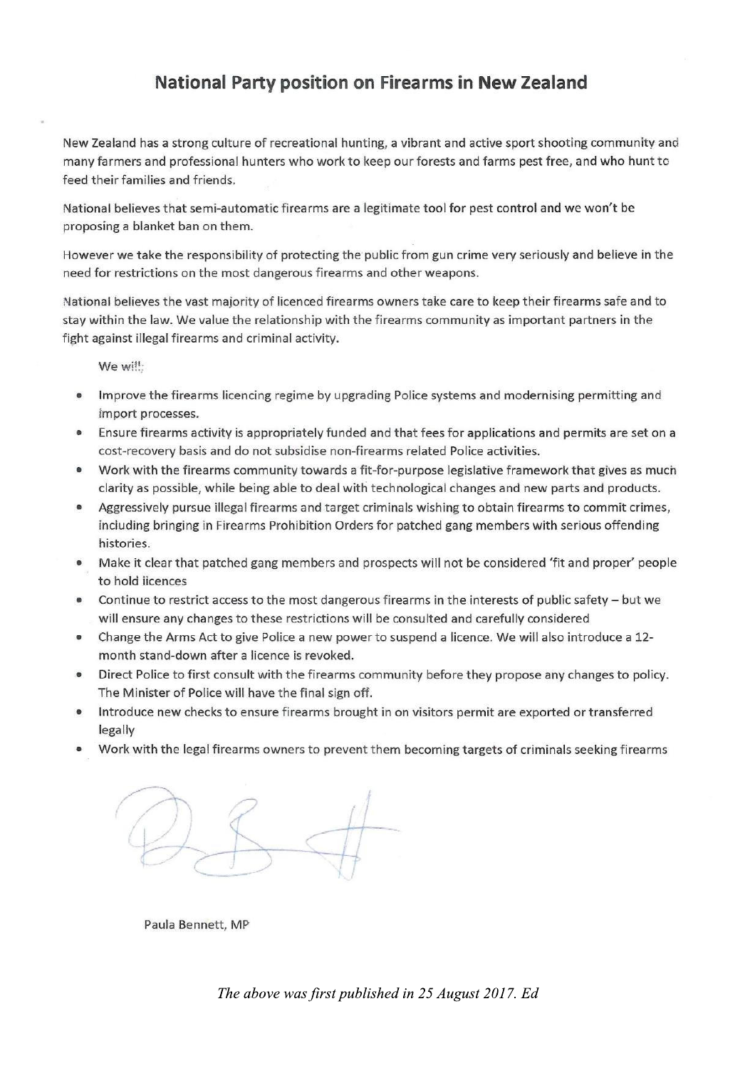# National Party position on Firearms in New Zealand

New Zealand has a strong culture of recreational hunting, a vibrant and active sport shooting community and many farmers and professional hunters who work to keep our forests and farms pest free, and who hunt to feed their families and friends.

National believes that semi-automatic firearms are a legitimate tool for pest control and we won't be proposing a blanket ban on them.

However we take the responsibility of protecting the public from gun crime very seriously and believe in the need for restrictions on the most dangerous firearms and other weapons.

National believes the vast majority of licenced firearms owners take care to keep their firearms safe and to stay within the law. We value the relationship with the firearms community as important partners in the fight against illegal firearms and criminal activity.

We will:

- Improve the firearms licencing regime by upgrading Police systems and modernising permitting and import processes.
- Ensure firearms activity is appropriately funded and that fees for applications and permits are set on a cost-recovery basis and do not subsidise non-firearms related Police activities.
- Work with the firearms community towards a fit-for-purpose legislative framework that gives as much clarity as possible, while being able to deal with technological changes and new parts and products.
- Aggressively pursue illegal firearms and target criminals wishing to obtain firearms to commit crimes, including bringing in Firearms Prohibition Orders for patched gang members with serious offending histories.
- Make it clear that patched gang members and prospects will not be considered 'fit and proper' people to hold licences
- Continue to restrict access to the most dangerous firearms in the interests of public safety – but we will ensure any changes to these restrictions will be consulted and carefully considered
- Change the Arms Act to give Police a new power to suspend a licence. We will also introduce a 12-month stand-down after a licence is revoked.
- Direct Police to first consult with the firearms community before they propose any changes to policy. The Minister of Police will have the final sign off.
- Introduce new checks to ensure firearms brought in on visitors permit are exported or transferred legally
- Work with the legal firearms owners to prevent them becoming targets of criminals seeking firearms

Paula Bennett, MP

*The above was first published in 25 August 2017. Ed*